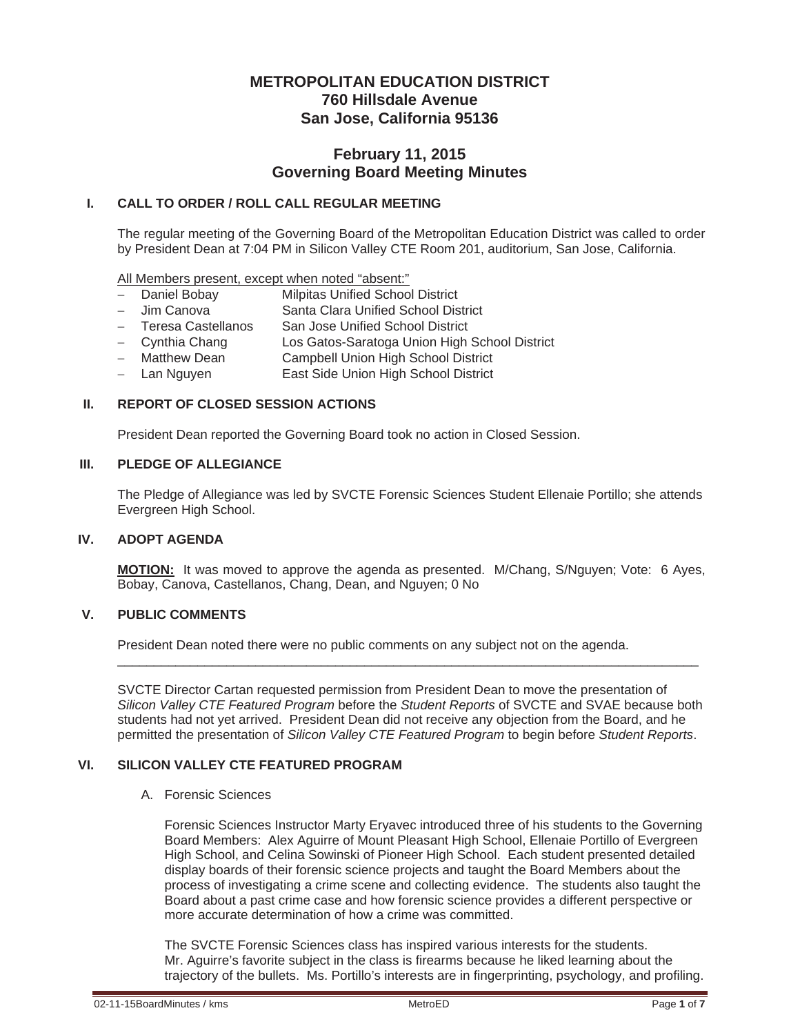# METROPOLITAN EDUCATION DISTRICT
## 760 Hillsdale Avenue
## San Jose, California 95136

## February 11, 2015
## Governing Board Meeting Minutes

### I. CALL TO ORDER / ROLL CALL REGULAR MEETING

The regular meeting of the Governing Board of the Metropolitan Education District was called to order by President Dean at 7:04 PM in Silicon Valley CTE Room 201, auditorium, San Jose, California.

All Members present, except when noted "absent:"

- Daniel Bobay — Milpitas Unified School District
- Jim Canova — Santa Clara Unified School District
- Teresa Castellanos — San Jose Unified School District
- Cynthia Chang — Los Gatos-Saratoga Union High School District
- Matthew Dean — Campbell Union High School District
- Lan Nguyen — East Side Union High School District

### II. REPORT OF CLOSED SESSION ACTIONS

President Dean reported the Governing Board took no action in Closed Session.

### III. PLEDGE OF ALLEGIANCE

The Pledge of Allegiance was led by SVCTE Forensic Sciences Student Ellenaie Portillo; she attends Evergreen High School.

### IV. ADOPT AGENDA

**MOTION:** It was moved to approve the agenda as presented. M/Chang, S/Nguyen; Vote: 6 Ayes, Bobay, Canova, Castellanos, Chang, Dean, and Nguyen; 0 No

### V. PUBLIC COMMENTS

President Dean noted there were no public comments on any subject not on the agenda.

---

SVCTE Director Cartan requested permission from President Dean to move the presentation of *Silicon Valley CTE Featured Program* before the *Student Reports* of SVCTE and SVAE because both students had not yet arrived. President Dean did not receive any objection from the Board, and he permitted the presentation of *Silicon Valley CTE Featured Program* to begin before *Student Reports*.

### VI. SILICON VALLEY CTE FEATURED PROGRAM

A. Forensic Sciences

Forensic Sciences Instructor Marty Eryavec introduced three of his students to the Governing Board Members: Alex Aguirre of Mount Pleasant High School, Ellenaie Portillo of Evergreen High School, and Celina Sowinski of Pioneer High School. Each student presented detailed display boards of their forensic science projects and taught the Board Members about the process of investigating a crime scene and collecting evidence. The students also taught the Board about a past crime case and how forensic science provides a different perspective or more accurate determination of how a crime was committed.

The SVCTE Forensic Sciences class has inspired various interests for the students. Mr. Aguirre's favorite subject in the class is firearms because he liked learning about the trajectory of the bullets. Ms. Portillo's interests are in fingerprinting, psychology, and profiling.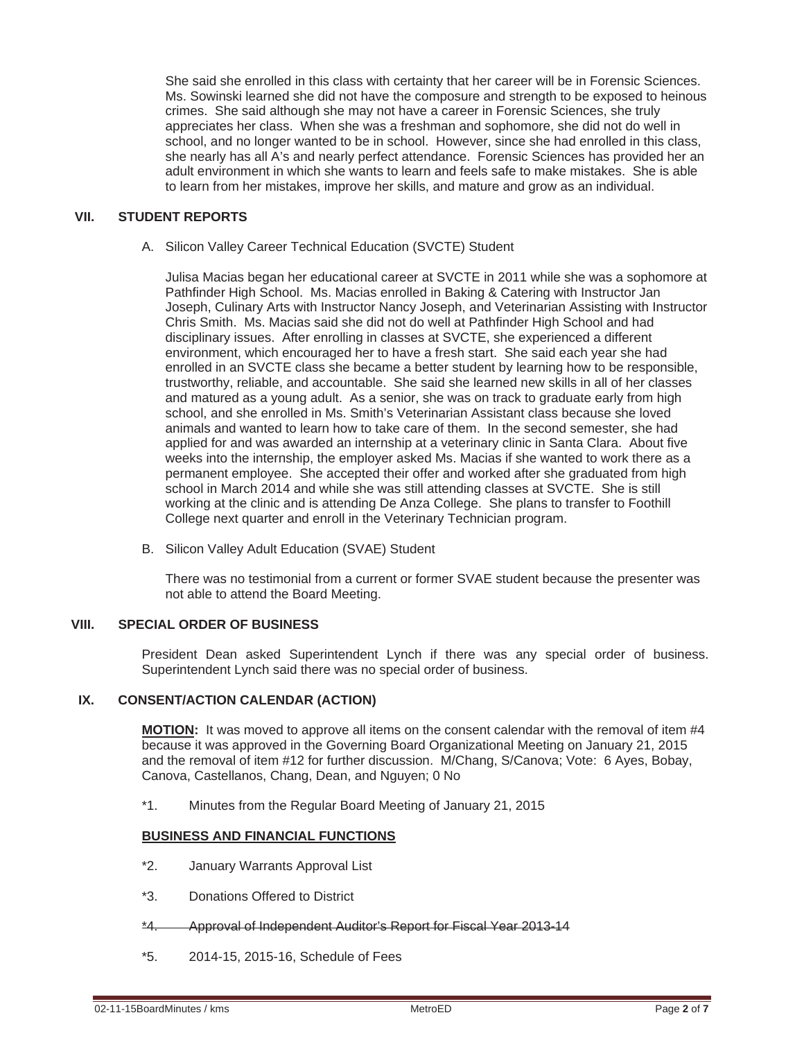She said she enrolled in this class with certainty that her career will be in Forensic Sciences. Ms. Sowinski learned she did not have the composure and strength to be exposed to heinous crimes. She said although she may not have a career in Forensic Sciences, she truly appreciates her class. When she was a freshman and sophomore, she did not do well in school, and no longer wanted to be in school. However, since she had enrolled in this class, she nearly has all A's and nearly perfect attendance. Forensic Sciences has provided her an adult environment in which she wants to learn and feels safe to make mistakes. She is able to learn from her mistakes, improve her skills, and mature and grow as an individual.

## VII. STUDENT REPORTS

A. Silicon Valley Career Technical Education (SVCTE) Student

Julisa Macias began her educational career at SVCTE in 2011 while she was a sophomore at Pathfinder High School. Ms. Macias enrolled in Baking & Catering with Instructor Jan Joseph, Culinary Arts with Instructor Nancy Joseph, and Veterinarian Assisting with Instructor Chris Smith. Ms. Macias said she did not do well at Pathfinder High School and had disciplinary issues. After enrolling in classes at SVCTE, she experienced a different environment, which encouraged her to have a fresh start. She said each year she had enrolled in an SVCTE class she became a better student by learning how to be responsible, trustworthy, reliable, and accountable. She said she learned new skills in all of her classes and matured as a young adult. As a senior, she was on track to graduate early from high school, and she enrolled in Ms. Smith's Veterinarian Assistant class because she loved animals and wanted to learn how to take care of them. In the second semester, she had applied for and was awarded an internship at a veterinary clinic in Santa Clara. About five weeks into the internship, the employer asked Ms. Macias if she wanted to work there as a permanent employee. She accepted their offer and worked after she graduated from high school in March 2014 and while she was still attending classes at SVCTE. She is still working at the clinic and is attending De Anza College. She plans to transfer to Foothill College next quarter and enroll in the Veterinary Technician program.

B. Silicon Valley Adult Education (SVAE) Student

There was no testimonial from a current or former SVAE student because the presenter was not able to attend the Board Meeting.

## VIII. SPECIAL ORDER OF BUSINESS

President Dean asked Superintendent Lynch if there was any special order of business. Superintendent Lynch said there was no special order of business.

## IX. CONSENT/ACTION CALENDAR (ACTION)

**MOTION:** It was moved to approve all items on the consent calendar with the removal of item #4 because it was approved in the Governing Board Organizational Meeting on January 21, 2015 and the removal of item #12 for further discussion. M/Chang, S/Canova; Vote: 6 Ayes, Bobay, Canova, Castellanos, Chang, Dean, and Nguyen; 0 No

*1. Minutes from the Regular Board Meeting of January 21, 2015

**BUSINESS AND FINANCIAL FUNCTIONS**

*2. January Warrants Approval List

*3. Donations Offered to District

~~*4. Approval of Independent Auditor's Report for Fiscal Year 2013-14~~

*5. 2014-15, 2015-16, Schedule of Fees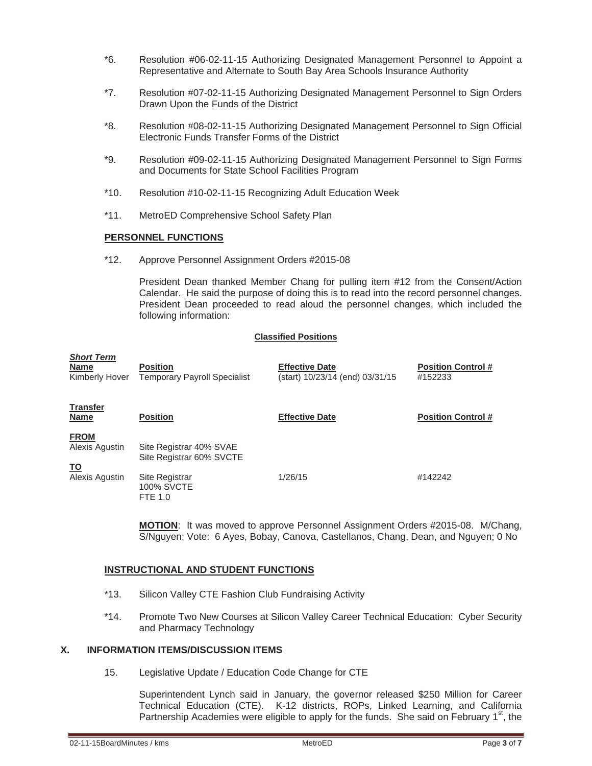*6. Resolution #06-02-11-15 Authorizing Designated Management Personnel to Appoint a Representative and Alternate to South Bay Area Schools Insurance Authority

*7. Resolution #07-02-11-15 Authorizing Designated Management Personnel to Sign Orders Drawn Upon the Funds of the District

*8. Resolution #08-02-11-15 Authorizing Designated Management Personnel to Sign Official Electronic Funds Transfer Forms of the District

*9. Resolution #09-02-11-15 Authorizing Designated Management Personnel to Sign Forms and Documents for State School Facilities Program

*10. Resolution #10-02-11-15 Recognizing Adult Education Week

*11. MetroED Comprehensive School Safety Plan

**PERSONNEL FUNCTIONS**

*12. Approve Personnel Assignment Orders #2015-08

President Dean thanked Member Chang for pulling item #12 from the Consent/Action Calendar. He said the purpose of doing this is to read into the record personnel changes. President Dean proceeded to read aloud the personnel changes, which included the following information:

**Classified Positions**

***Short Term***

| Name | Position | Effective Date | Position Control # |
|---|---|---|---|
| Kimberly Hover | Temporary Payroll Specialist | (start) 10/23/14 (end) 03/31/15 | #152233 |

**Transfer**

| Name | Position | Effective Date | Position Control # |
|---|---|---|---|
| **FROM** | | | |
| Alexis Agustin | Site Registrar 40% SVAE<br>Site Registrar 60% SVCTE | | |
| **TO** | | | |
| Alexis Agustin | Site Registrar<br>100% SVCTE<br>FTE 1.0 | 1/26/15 | #142242 |

**MOTION**: It was moved to approve Personnel Assignment Orders #2015-08. M/Chang, S/Nguyen; Vote: 6 Ayes, Bobay, Canova, Castellanos, Chang, Dean, and Nguyen; 0 No

**INSTRUCTIONAL AND STUDENT FUNCTIONS**

*13. Silicon Valley CTE Fashion Club Fundraising Activity

*14. Promote Two New Courses at Silicon Valley Career Technical Education: Cyber Security and Pharmacy Technology

## X. INFORMATION ITEMS/DISCUSSION ITEMS

15. Legislative Update / Education Code Change for CTE

Superintendent Lynch said in January, the governor released $250 Million for Career Technical Education (CTE). K-12 districts, ROPs, Linked Learning, and California Partnership Academies were eligible to apply for the funds. She said on February 1st, the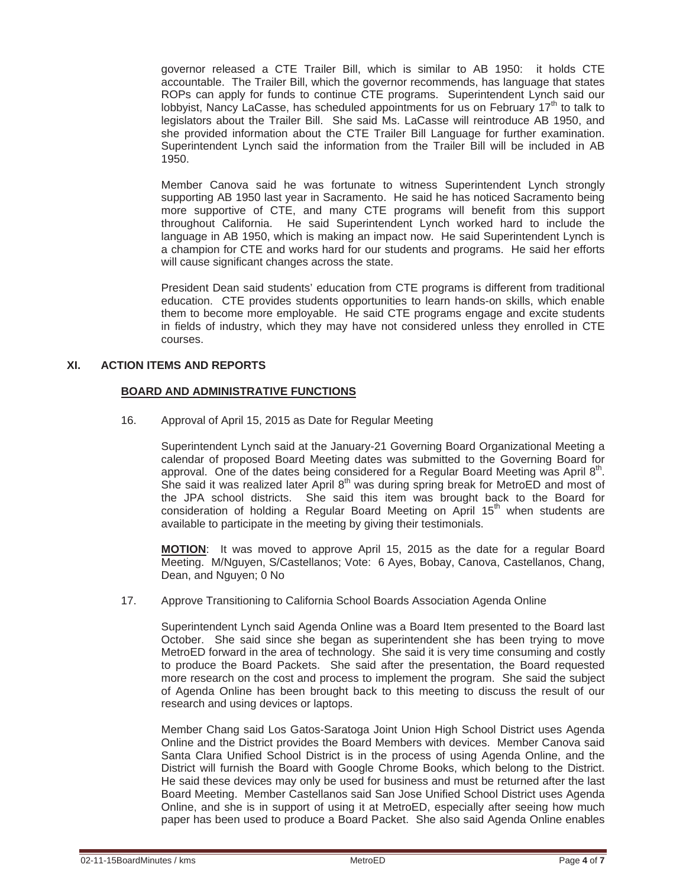governor released a CTE Trailer Bill, which is similar to AB 1950: it holds CTE accountable. The Trailer Bill, which the governor recommends, has language that states ROPs can apply for funds to continue CTE programs. Superintendent Lynch said our lobbyist, Nancy LaCasse, has scheduled appointments for us on February 17th to talk to legislators about the Trailer Bill. She said Ms. LaCasse will reintroduce AB 1950, and she provided information about the CTE Trailer Bill Language for further examination. Superintendent Lynch said the information from the Trailer Bill will be included in AB 1950.

Member Canova said he was fortunate to witness Superintendent Lynch strongly supporting AB 1950 last year in Sacramento. He said he has noticed Sacramento being more supportive of CTE, and many CTE programs will benefit from this support throughout California. He said Superintendent Lynch worked hard to include the language in AB 1950, which is making an impact now. He said Superintendent Lynch is a champion for CTE and works hard for our students and programs. He said her efforts will cause significant changes across the state.

President Dean said students' education from CTE programs is different from traditional education. CTE provides students opportunities to learn hands-on skills, which enable them to become more employable. He said CTE programs engage and excite students in fields of industry, which they may have not considered unless they enrolled in CTE courses.

## XI. ACTION ITEMS AND REPORTS

### BOARD AND ADMINISTRATIVE FUNCTIONS

16. Approval of April 15, 2015 as Date for Regular Meeting

Superintendent Lynch said at the January-21 Governing Board Organizational Meeting a calendar of proposed Board Meeting dates was submitted to the Governing Board for approval. One of the dates being considered for a Regular Board Meeting was April 8th. She said it was realized later April 8th was during spring break for MetroED and most of the JPA school districts. She said this item was brought back to the Board for consideration of holding a Regular Board Meeting on April 15th when students are available to participate in the meeting by giving their testimonials.

**MOTION**: It was moved to approve April 15, 2015 as the date for a regular Board Meeting. M/Nguyen, S/Castellanos; Vote: 6 Ayes, Bobay, Canova, Castellanos, Chang, Dean, and Nguyen; 0 No

17. Approve Transitioning to California School Boards Association Agenda Online

Superintendent Lynch said Agenda Online was a Board Item presented to the Board last October. She said since she began as superintendent she has been trying to move MetroED forward in the area of technology. She said it is very time consuming and costly to produce the Board Packets. She said after the presentation, the Board requested more research on the cost and process to implement the program. She said the subject of Agenda Online has been brought back to this meeting to discuss the result of our research and using devices or laptops.

Member Chang said Los Gatos-Saratoga Joint Union High School District uses Agenda Online and the District provides the Board Members with devices. Member Canova said Santa Clara Unified School District is in the process of using Agenda Online, and the District will furnish the Board with Google Chrome Books, which belong to the District. He said these devices may only be used for business and must be returned after the last Board Meeting. Member Castellanos said San Jose Unified School District uses Agenda Online, and she is in support of using it at MetroED, especially after seeing how much paper has been used to produce a Board Packet. She also said Agenda Online enables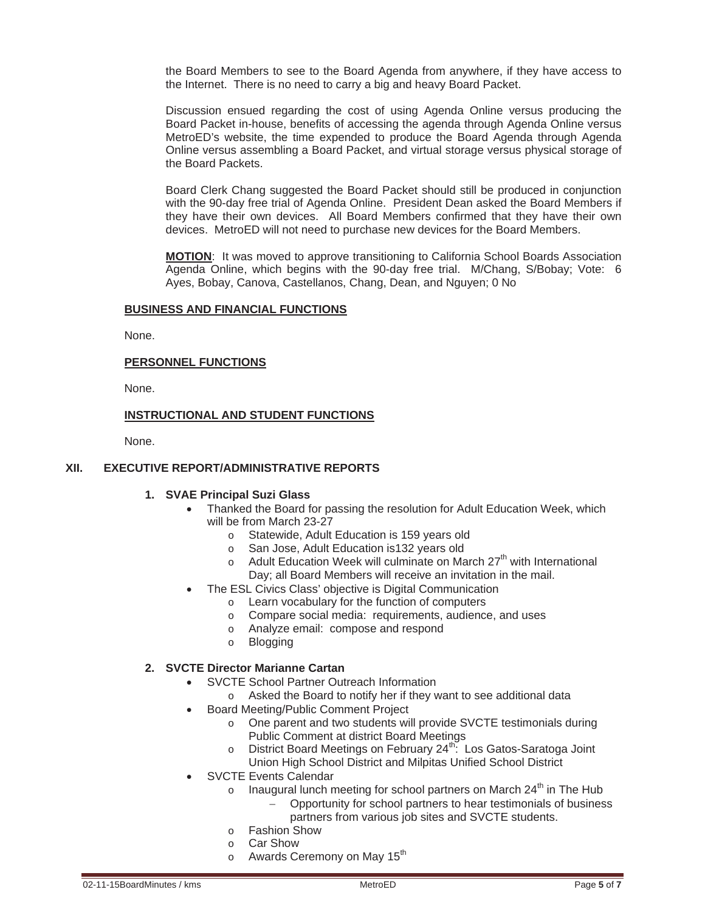the Board Members to see to the Board Agenda from anywhere, if they have access to the Internet. There is no need to carry a big and heavy Board Packet.

Discussion ensued regarding the cost of using Agenda Online versus producing the Board Packet in-house, benefits of accessing the agenda through Agenda Online versus MetroED's website, the time expended to produce the Board Agenda through Agenda Online versus assembling a Board Packet, and virtual storage versus physical storage of the Board Packets.

Board Clerk Chang suggested the Board Packet should still be produced in conjunction with the 90-day free trial of Agenda Online. President Dean asked the Board Members if they have their own devices. All Board Members confirmed that they have their own devices. MetroED will not need to purchase new devices for the Board Members.

**MOTION**: It was moved to approve transitioning to California School Boards Association Agenda Online, which begins with the 90-day free trial. M/Chang, S/Bobay; Vote: 6 Ayes, Bobay, Canova, Castellanos, Chang, Dean, and Nguyen; 0 No

**BUSINESS AND FINANCIAL FUNCTIONS**

None.

**PERSONNEL FUNCTIONS**

None.

**INSTRUCTIONAL AND STUDENT FUNCTIONS**

None.

## XII. EXECUTIVE REPORT/ADMINISTRATIVE REPORTS

**1. SVAE Principal Suzi Glass**

- Thanked the Board for passing the resolution for Adult Education Week, which will be from March 23-27
  - Statewide, Adult Education is 159 years old
  - San Jose, Adult Education is132 years old
  - Adult Education Week will culminate on March 27th with International Day; all Board Members will receive an invitation in the mail.
- The ESL Civics Class' objective is Digital Communication
  - Learn vocabulary for the function of computers
  - Compare social media: requirements, audience, and uses
  - Analyze email: compose and respond
  - Blogging

**2. SVCTE Director Marianne Cartan**

- SVCTE School Partner Outreach Information
  - Asked the Board to notify her if they want to see additional data
- Board Meeting/Public Comment Project
  - One parent and two students will provide SVCTE testimonials during Public Comment at district Board Meetings
  - District Board Meetings on February 24th: Los Gatos-Saratoga Joint Union High School District and Milpitas Unified School District
- SVCTE Events Calendar
  - Inaugural lunch meeting for school partners on March 24th in The Hub
    - Opportunity for school partners to hear testimonials of business partners from various job sites and SVCTE students.
  - Fashion Show
  - Car Show
  - Awards Ceremony on May 15th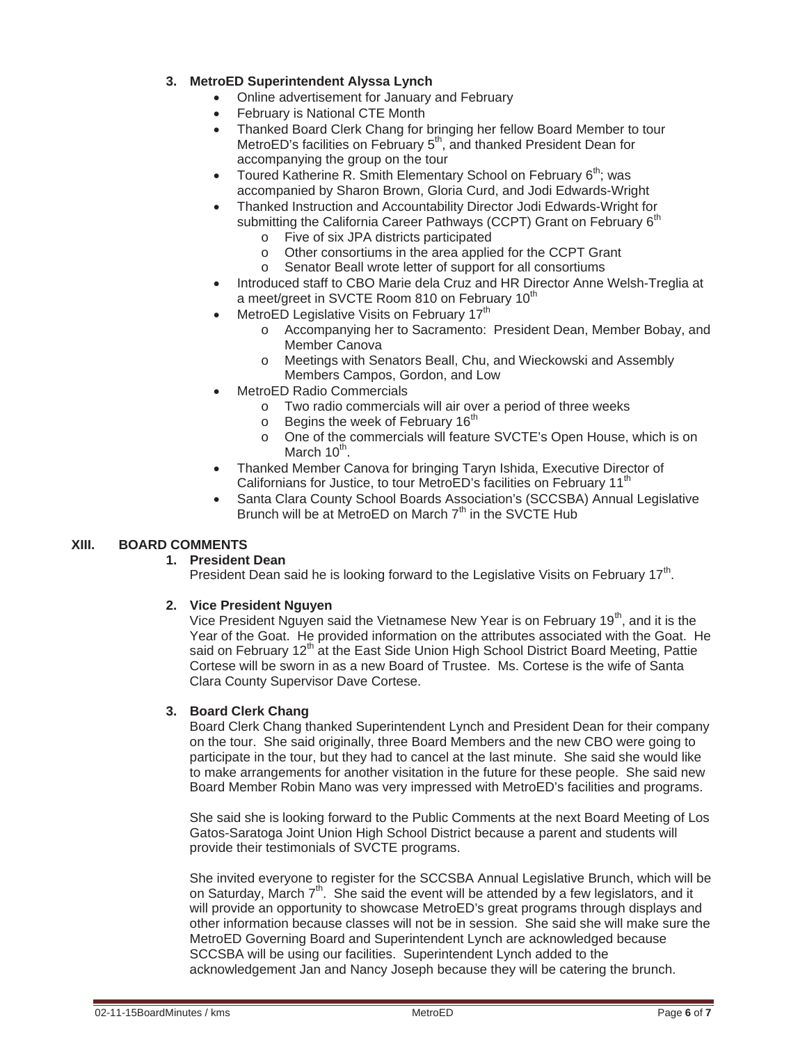3. **MetroED Superintendent Alyssa Lynch**
   - Online advertisement for January and February
   - February is National CTE Month
   - Thanked Board Clerk Chang for bringing her fellow Board Member to tour MetroED's facilities on February 5th, and thanked President Dean for accompanying the group on the tour
   - Toured Katherine R. Smith Elementary School on February 6th; was accompanied by Sharon Brown, Gloria Curd, and Jodi Edwards-Wright
   - Thanked Instruction and Accountability Director Jodi Edwards-Wright for submitting the California Career Pathways (CCPT) Grant on February 6th
     - Five of six JPA districts participated
     - Other consortiums in the area applied for the CCPT Grant
     - Senator Beall wrote letter of support for all consortiums
   - Introduced staff to CBO Marie dela Cruz and HR Director Anne Welsh-Treglia at a meet/greet in SVCTE Room 810 on February 10th
   - MetroED Legislative Visits on February 17th
     - Accompanying her to Sacramento: President Dean, Member Bobay, and Member Canova
     - Meetings with Senators Beall, Chu, and Wieckowski and Assembly Members Campos, Gordon, and Low
   - MetroED Radio Commercials
     - Two radio commercials will air over a period of three weeks
     - Begins the week of February 16th
     - One of the commercials will feature SVCTE's Open House, which is on March 10th.
   - Thanked Member Canova for bringing Taryn Ishida, Executive Director of Californians for Justice, to tour MetroED's facilities on February 11th
   - Santa Clara County School Boards Association's (SCCSBA) Annual Legislative Brunch will be at MetroED on March 7th in the SVCTE Hub

## XIII. BOARD COMMENTS

1. **President Dean**

   President Dean said he is looking forward to the Legislative Visits on February 17th.

2. **Vice President Nguyen**

   Vice President Nguyen said the Vietnamese New Year is on February 19th, and it is the Year of the Goat. He provided information on the attributes associated with the Goat. He said on February 12th at the East Side Union High School District Board Meeting, Pattie Cortese will be sworn in as a new Board of Trustee. Ms. Cortese is the wife of Santa Clara County Supervisor Dave Cortese.

3. **Board Clerk Chang**

   Board Clerk Chang thanked Superintendent Lynch and President Dean for their company on the tour. She said originally, three Board Members and the new CBO were going to participate in the tour, but they had to cancel at the last minute. She said she would like to make arrangements for another visitation in the future for these people. She said new Board Member Robin Mano was very impressed with MetroED's facilities and programs.

   She said she is looking forward to the Public Comments at the next Board Meeting of Los Gatos-Saratoga Joint Union High School District because a parent and students will provide their testimonials of SVCTE programs.

   She invited everyone to register for the SCCSBA Annual Legislative Brunch, which will be on Saturday, March 7th. She said the event will be attended by a few legislators, and it will provide an opportunity to showcase MetroED's great programs through displays and other information because classes will not be in session. She said she will make sure the MetroED Governing Board and Superintendent Lynch are acknowledged because SCCSBA will be using our facilities. Superintendent Lynch added to the acknowledgement Jan and Nancy Joseph because they will be catering the brunch.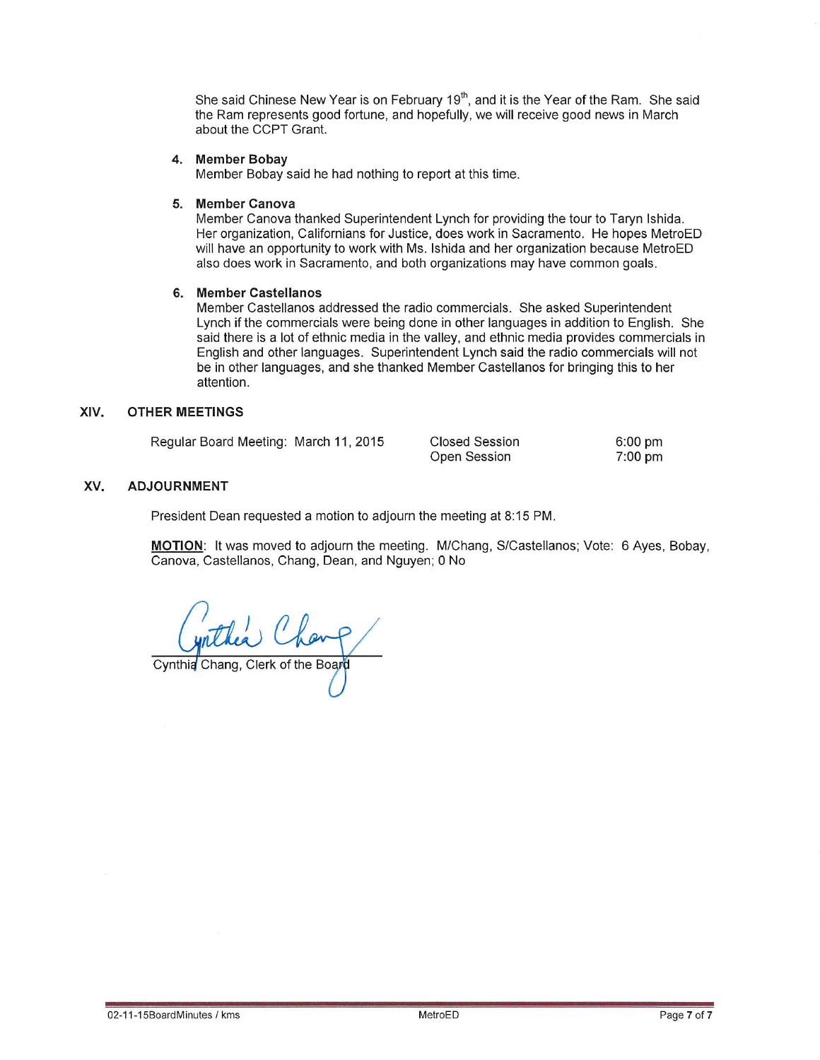She said Chinese New Year is on February 19th, and it is the Year of the Ram. She said the Ram represents good fortune, and hopefully, we will receive good news in March about the CCPT Grant.

4. **Member Bobay**
   Member Bobay said he had nothing to report at this time.

5. **Member Canova**
   Member Canova thanked Superintendent Lynch for providing the tour to Taryn Ishida. Her organization, Californians for Justice, does work in Sacramento. He hopes MetroED will have an opportunity to work with Ms. Ishida and her organization because MetroED also does work in Sacramento, and both organizations may have common goals.

6. **Member Castellanos**
   Member Castellanos addressed the radio commercials. She asked Superintendent Lynch if the commercials were being done in other languages in addition to English. She said there is a lot of ethnic media in the valley, and ethnic media provides commercials in English and other languages. Superintendent Lynch said the radio commercials will not be in other languages, and she thanked Member Castellanos for bringing this to her attention.

## XIV. OTHER MEETINGS

| | | |
|---|---|---|
| Regular Board Meeting: March 11, 2015 | Closed Session | 6:00 pm |
| | Open Session | 7:00 pm |

## XV. ADJOURNMENT

President Dean requested a motion to adjourn the meeting at 8:15 PM.

**MOTION**: It was moved to adjourn the meeting. M/Chang, S/Castellanos; Vote: 6 Ayes, Bobay, Canova, Castellanos, Chang, Dean, and Nguyen; 0 No

Cynthia Chang

Cynthia Chang, Clerk of the Board

02-11-15BoardMinutes / kms